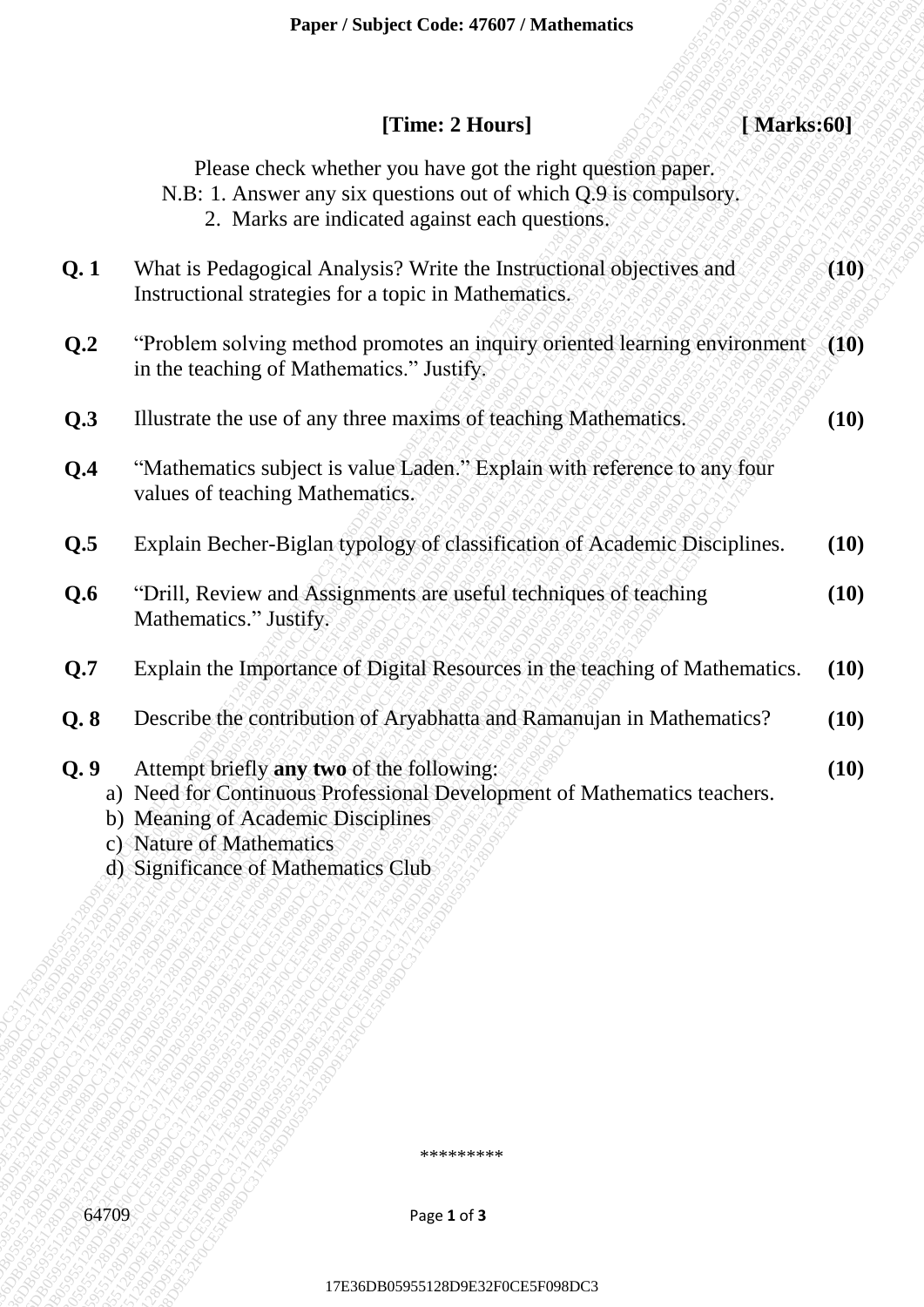**[Time: 2 Hours]** **[ Marks:60]**

Please check whether you have got the right question paper.

N.B: 1. Answer any six questions out of which Q.9 is compulsory.

2. Marks are indicated against each questions.

**Q. 1** What is Pedagogical Analysis? Write the Instructional objectives and Instructional strategies for a topic in Mathematics. **(10)**

**Q.2** "Problem solving method promotes an inquiry oriented learning environment in the teaching of Mathematics." Justify. **(10)**

**Q.3** Illustrate the use of any three maxims of teaching Mathematics. **(10)**

**Q.4** "Mathematics subject is value Laden." Explain with reference to any four values of teaching Mathematics.

**Q.5** Explain Becher-Biglan typology of classification of Academic Disciplines. **(10)**

**Q.6** "Drill, Review and Assignments are useful techniques of teaching Mathematics." Justify. **(10)**

**Q.7** Explain the Importance of Digital Resources in the teaching of Mathematics. **(10)**

**Q. 8** Describe the contribution of Aryabhatta and Ramanujan in Mathematics? **(10)**

**Q. 9** Attempt briefly **any two** of the following: **(10)**

a) Need for Continuous Professional Development of Mathematics teachers.

b) Meaning of Academic Disciplines

c) Nature of Mathematics

d) Significance of Mathematics Club

*********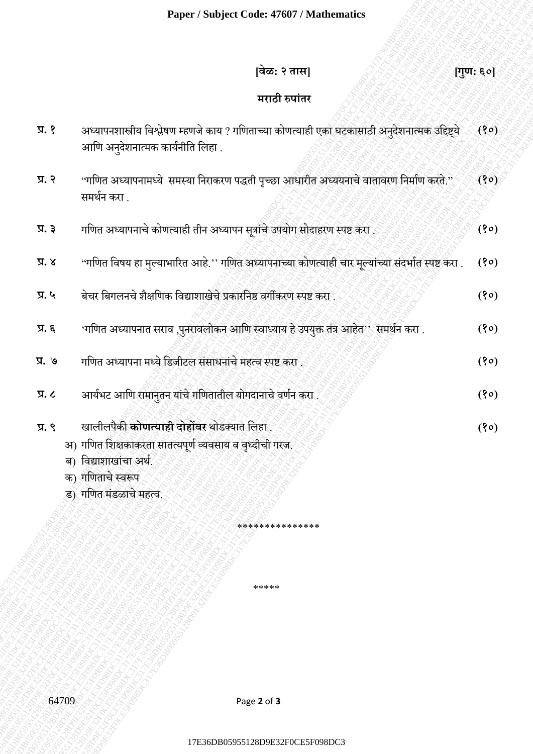[वेळ: २ तास] [गुण: ६०]

## मराठी रुपांतर

**प्र. १** अध्यापनशास्त्रीय विश्लेषण म्हणजे काय ? गणिताच्या कोणत्याही एका घटकासाठी अनुदेशनात्मक उद्दिष्ट्ये आणि अनुदेशनात्मक कार्यनीति लिहा . **(१०)**

**प्र. २** "गणित अध्यापनामध्ये समस्या निराकरण पद्धती पृच्छा आधारीत अध्ययनाचे वातावरण निर्माण करते." समर्थन करा . **(१०)**

**प्र. ३** गणित अध्यापनाचे कोणत्याही तीन अध्यापन सूत्रांचे उपयोग सोदाहरण स्पष्ट करा . **(१०)**

**प्र. ४** "गणित विषय हा मुल्याभारित आहे." गणित अध्यापनाच्या कोणत्याही चार मूल्यांच्या संदर्भात स्पष्ट करा . **(१०)**

**प्र. ५** बेचर बिगलनचे शैक्षणिक विद्याशाखेचे प्रकारनिष्ठ वर्गीकरण स्पष्ट करा . **(१०)**

**प्र. ६** 'गणित अध्यापनात सराव ,पुनरावलोकन आणि स्वाध्याय हे उपयुक्त तंत्र आहेत'' समर्थन करा . **(१०)**

**प्र. ७** गणित अध्यापना मध्ये डिजीटल संसाधनांचे महत्व स्पष्ट करा . **(१०)**

**प्र. ८** आर्यभट आणि रामानुतन यांचे गणितातील योगदानाचे वर्णन करा . **(१०)**

**प्र. ९** खालीलपैकी **कोणत्याही दोहोंवर** थोडक्यात लिहा . **(१०)**

अ) गणित शिक्षकाकरता सातत्यपूर्ण व्यवसाय व वृध्दीची गरज.

ब) विद्याशाखांचा अर्थ.

क) गणिताचे स्वरूप

ड) गणित मंडळाचे महत्व.

**************

*****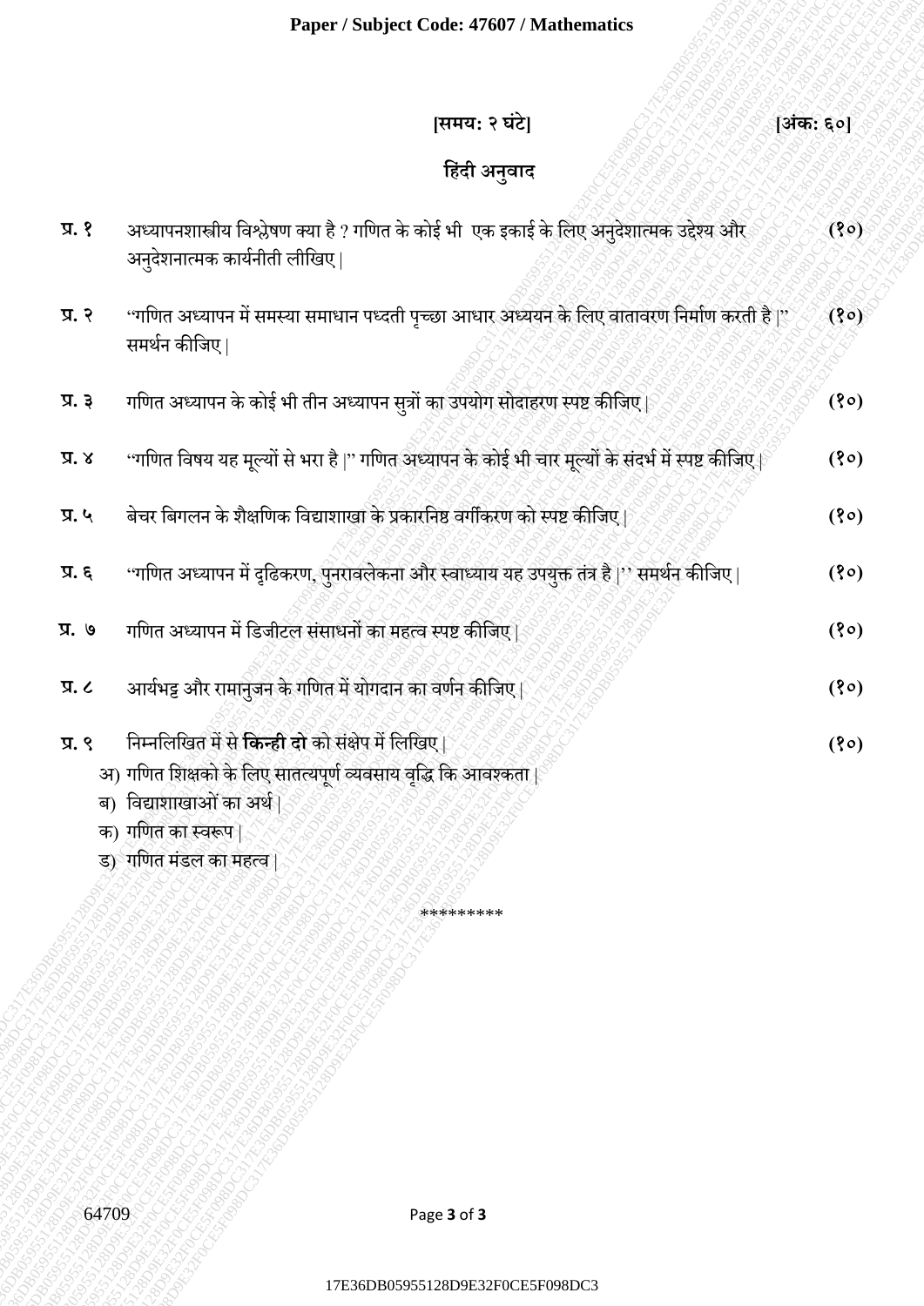**[समय: २ घंटे]** **[अंक: ६०]**

## हिंदी अनुवाद

**प्र. १** अध्यापनशास्त्रीय विश्लेषण क्या है ? गणित के कोई भी एक इकाई के लिए अनुदेशात्मक उद्देश्य और अनुदेशनात्मक कार्यनीती लीखिए | **(१०)**

**प्र. २** "गणित अध्यापन में समस्या समाधान पध्दती पृच्छा आधार अध्ययन के लिए वातावरण निर्माण करती है |" समर्थन कीजिए | **(१०)**

**प्र. ३** गणित अध्यापन के कोई भी तीन अध्यापन सुत्रों का उपयोग सोदाहरण स्पष्ट कीजिए | **(१०)**

**प्र. ४** "गणित विषय यह मूल्यों से भरा है |" गणित अध्यापन के कोई भी चार मूल्यों के संदर्भ में स्पष्ट कीजिए | **(१०)**

**प्र. ५** बेचर बिगलन के शैक्षणिक विद्याशाखा के प्रकारनिष्ठ वर्गीकरण को स्पष्ट कीजिए | **(१०)**

**प्र. ६** "गणित अध्यापन में दृढिकरण, पुनरावलेकना और स्वाध्याय यह उपयुक्त तंत्र है |" समर्थन कीजिए | **(१०)**

**प्र. ७** गणित अध्यापन में डिजीटल संसाधनों का महत्व स्पष्ट कीजिए | **(१०)**

**प्र. ८** आर्यभट्ट और रामानुजन के गणित में योगदान का वर्णन कीजिए | **(१०)**

**प्र. ९** निम्नलिखित में से **किन्ही दो** को संक्षेप में लिखिए | **(१०)**

अ) गणित शिक्षको के लिए सातत्यपूर्ण व्यवसाय वृद्धि कि आवश्कता |

ब) विद्याशाखाओं का अर्थ |

क) गणित का स्वरूप |

ड) गणित मंडल का महत्व |

\*\*\*\*\*\*\*\*\*